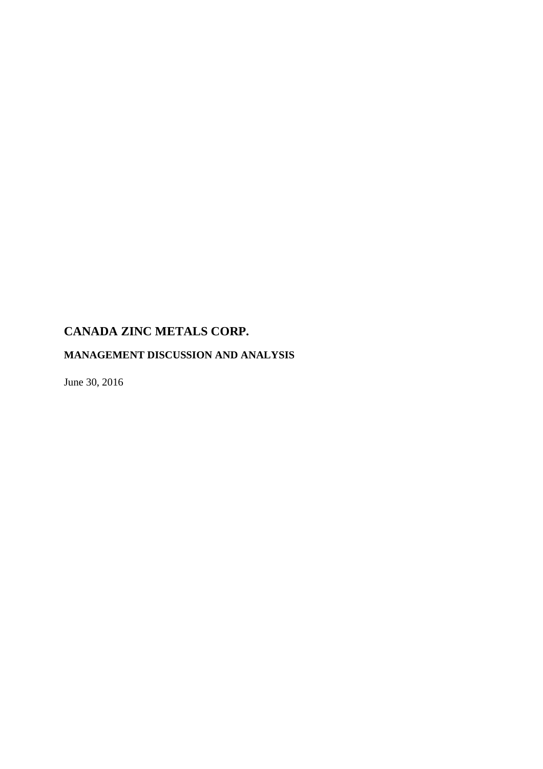# CANADA ZINC METALS CORP.

## MANAGEMENT DISCUSSION AND ANALYSIS

June 30, 2016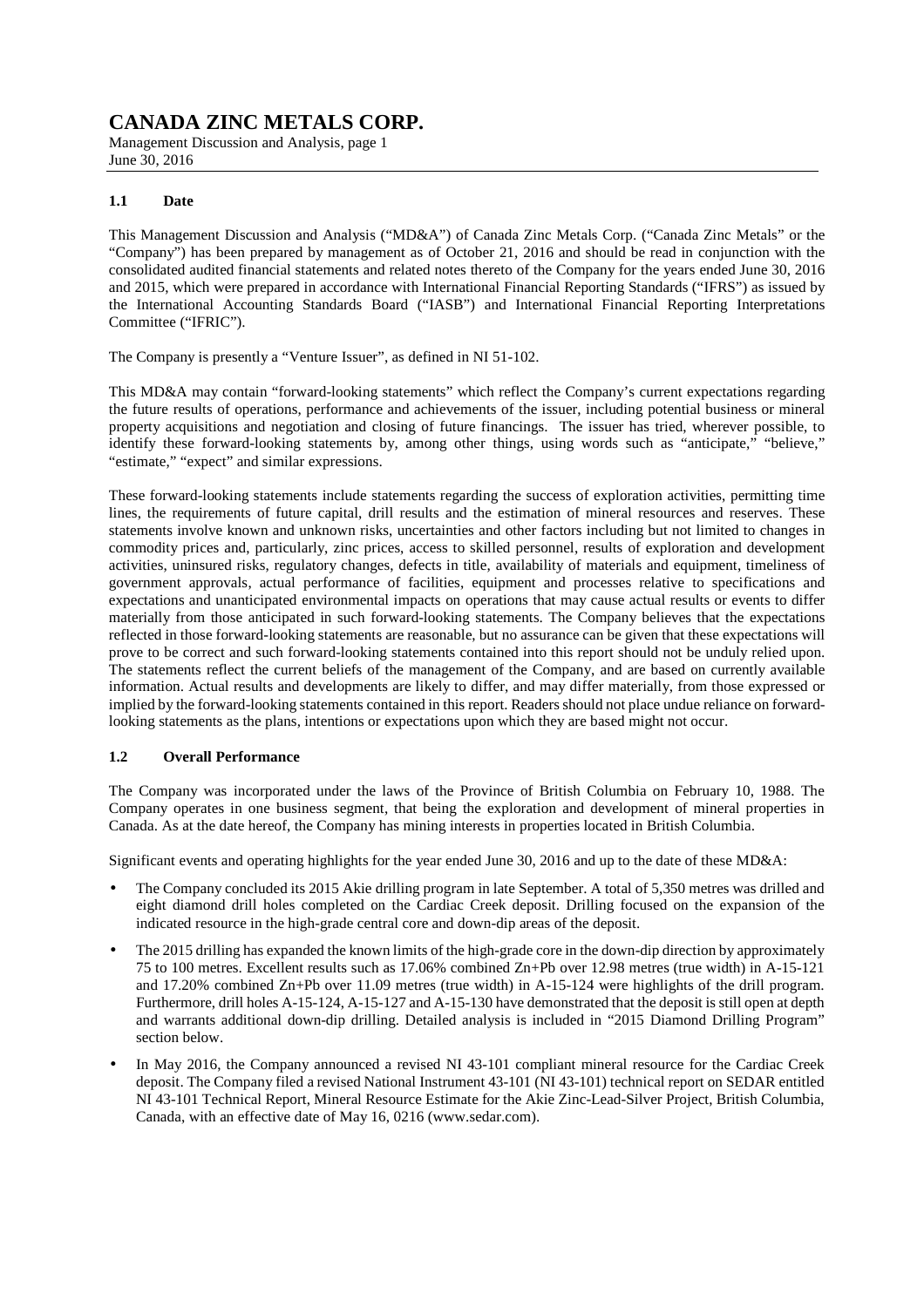# CANADA ZINC METALS CORP.

Management Discussion and Analysis, page 1
June 30, 2016

### 1.1 Date

This Management Discussion and Analysis ("MD&A") of Canada Zinc Metals Corp. ("Canada Zinc Metals" or the "Company") has been prepared by management as of October 21, 2016 and should be read in conjunction with the consolidated audited financial statements and related notes thereto of the Company for the years ended June 30, 2016 and 2015, which were prepared in accordance with International Financial Reporting Standards ("IFRS") as issued by the International Accounting Standards Board ("IASB") and International Financial Reporting Interpretations Committee ("IFRIC").

The Company is presently a "Venture Issuer", as defined in NI 51-102.

This MD&A may contain "forward-looking statements" which reflect the Company's current expectations regarding the future results of operations, performance and achievements of the issuer, including potential business or mineral property acquisitions and negotiation and closing of future financings. The issuer has tried, wherever possible, to identify these forward-looking statements by, among other things, using words such as "anticipate," "believe," "estimate," "expect" and similar expressions.

These forward-looking statements include statements regarding the success of exploration activities, permitting time lines, the requirements of future capital, drill results and the estimation of mineral resources and reserves. These statements involve known and unknown risks, uncertainties and other factors including but not limited to changes in commodity prices and, particularly, zinc prices, access to skilled personnel, results of exploration and development activities, uninsured risks, regulatory changes, defects in title, availability of materials and equipment, timeliness of government approvals, actual performance of facilities, equipment and processes relative to specifications and expectations and unanticipated environmental impacts on operations that may cause actual results or events to differ materially from those anticipated in such forward-looking statements. The Company believes that the expectations reflected in those forward-looking statements are reasonable, but no assurance can be given that these expectations will prove to be correct and such forward-looking statements contained into this report should not be unduly relied upon. The statements reflect the current beliefs of the management of the Company, and are based on currently available information. Actual results and developments are likely to differ, and may differ materially, from those expressed or implied by the forward-looking statements contained in this report. Readers should not place undue reliance on forward-looking statements as the plans, intentions or expectations upon which they are based might not occur.

### 1.2 Overall Performance

The Company was incorporated under the laws of the Province of British Columbia on February 10, 1988. The Company operates in one business segment, that being the exploration and development of mineral properties in Canada. As at the date hereof, the Company has mining interests in properties located in British Columbia.

Significant events and operating highlights for the year ended June 30, 2016 and up to the date of these MD&A:

- The Company concluded its 2015 Akie drilling program in late September. A total of 5,350 metres was drilled and eight diamond drill holes completed on the Cardiac Creek deposit. Drilling focused on the expansion of the indicated resource in the high-grade central core and down-dip areas of the deposit.
- The 2015 drilling has expanded the known limits of the high-grade core in the down-dip direction by approximately 75 to 100 metres. Excellent results such as 17.06% combined Zn+Pb over 12.98 metres (true width) in A-15-121 and 17.20% combined Zn+Pb over 11.09 metres (true width) in A-15-124 were highlights of the drill program. Furthermore, drill holes A-15-124, A-15-127 and A-15-130 have demonstrated that the deposit is still open at depth and warrants additional down-dip drilling. Detailed analysis is included in "2015 Diamond Drilling Program" section below.
- In May 2016, the Company announced a revised NI 43-101 compliant mineral resource for the Cardiac Creek deposit. The Company filed a revised National Instrument 43-101 (NI 43-101) technical report on SEDAR entitled NI 43-101 Technical Report, Mineral Resource Estimate for the Akie Zinc-Lead-Silver Project, British Columbia, Canada, with an effective date of May 16, 0216 (www.sedar.com).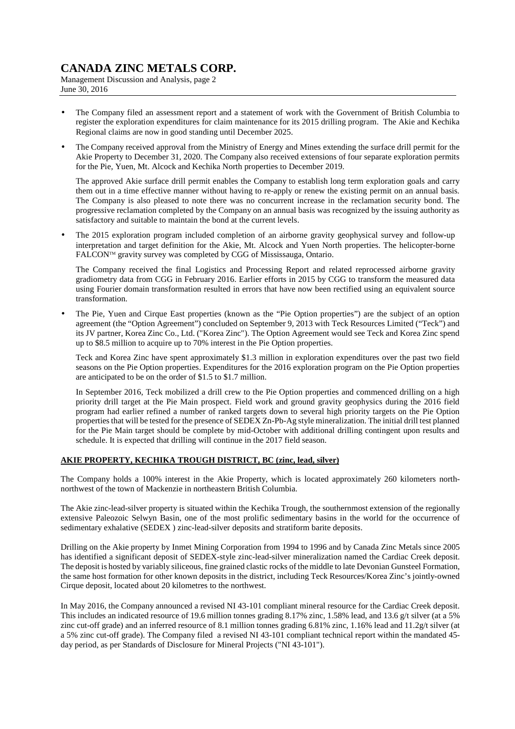- The Company filed an assessment report and a statement of work with the Government of British Columbia to register the exploration expenditures for claim maintenance for its 2015 drilling program. The Akie and Kechika Regional claims are now in good standing until December 2025.

- The Company received approval from the Ministry of Energy and Mines extending the surface drill permit for the Akie Property to December 31, 2020. The Company also received extensions of four separate exploration permits for the Pie, Yuen, Mt. Alcock and Kechika North properties to December 2019.

  The approved Akie surface drill permit enables the Company to establish long term exploration goals and carry them out in a time effective manner without having to re-apply or renew the existing permit on an annual basis. The Company is also pleased to note there was no concurrent increase in the reclamation security bond. The progressive reclamation completed by the Company on an annual basis was recognized by the issuing authority as satisfactory and suitable to maintain the bond at the current levels.

- The 2015 exploration program included completion of an airborne gravity geophysical survey and follow-up interpretation and target definition for the Akie, Mt. Alcock and Yuen North properties. The helicopter-borne FALCON™ gravity survey was completed by CGG of Mississauga, Ontario.

  The Company received the final Logistics and Processing Report and related reprocessed airborne gravity gradiometry data from CGG in February 2016. Earlier efforts in 2015 by CGG to transform the measured data using Fourier domain transformation resulted in errors that have now been rectified using an equivalent source transformation.

- The Pie, Yuen and Cirque East properties (known as the "Pie Option properties") are the subject of an option agreement (the "Option Agreement") concluded on September 9, 2013 with Teck Resources Limited ("Teck") and its JV partner, Korea Zinc Co., Ltd. ("Korea Zinc"). The Option Agreement would see Teck and Korea Zinc spend up to $8.5 million to acquire up to 70% interest in the Pie Option properties.

  Teck and Korea Zinc have spent approximately $1.3 million in exploration expenditures over the past two field seasons on the Pie Option properties. Expenditures for the 2016 exploration program on the Pie Option properties are anticipated to be on the order of $1.5 to $1.7 million.

  In September 2016, Teck mobilized a drill crew to the Pie Option properties and commenced drilling on a high priority drill target at the Pie Main prospect. Field work and ground gravity geophysics during the 2016 field program had earlier refined a number of ranked targets down to several high priority targets on the Pie Option properties that will be tested for the presence of SEDEX Zn-Pb-Ag style mineralization. The initial drill test planned for the Pie Main target should be complete by mid-October with additional drilling contingent upon results and schedule. It is expected that drilling will continue in the 2017 field season.

## AKIE PROPERTY, KECHIKA TROUGH DISTRICT, BC (zinc, lead, silver)

The Company holds a 100% interest in the Akie Property, which is located approximately 260 kilometers north-northwest of the town of Mackenzie in northeastern British Columbia.

The Akie zinc-lead-silver property is situated within the Kechika Trough, the southernmost extension of the regionally extensive Paleozoic Selwyn Basin, one of the most prolific sedimentary basins in the world for the occurrence of sedimentary exhalative (SEDEX ) zinc-lead-silver deposits and stratiform barite deposits.

Drilling on the Akie property by Inmet Mining Corporation from 1994 to 1996 and by Canada Zinc Metals since 2005 has identified a significant deposit of SEDEX-style zinc-lead-silver mineralization named the Cardiac Creek deposit. The deposit is hosted by variably siliceous, fine grained clastic rocks of the middle to late Devonian Gunsteel Formation, the same host formation for other known deposits in the district, including Teck Resources/Korea Zinc's jointly-owned Cirque deposit, located about 20 kilometres to the northwest.

In May 2016, the Company announced a revised NI 43-101 compliant mineral resource for the Cardiac Creek deposit. This includes an indicated resource of 19.6 million tonnes grading 8.17% zinc, 1.58% lead, and 13.6 g/t silver (at a 5% zinc cut-off grade) and an inferred resource of 8.1 million tonnes grading 6.81% zinc, 1.16% lead and 11.2g/t silver (at a 5% zinc cut-off grade). The Company filed a revised NI 43-101 compliant technical report within the mandated 45-day period, as per Standards of Disclosure for Mineral Projects ("NI 43-101").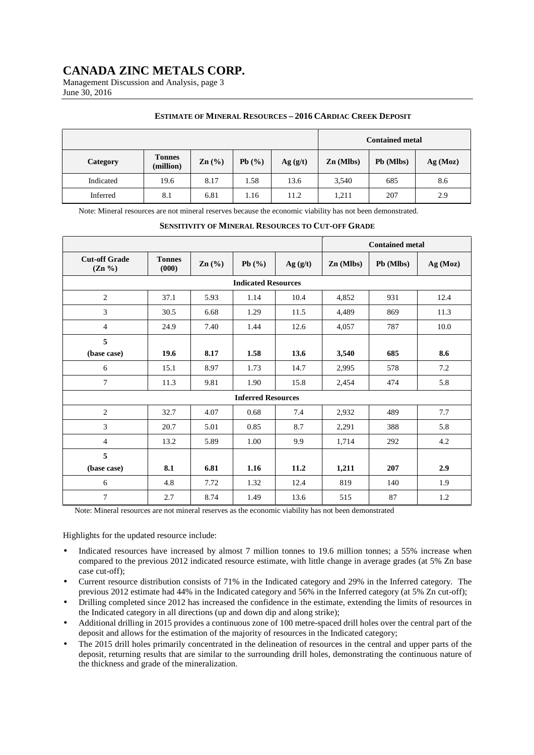**ESTIMATE OF MINERAL RESOURCES – 2016 CARDIAC CREEK DEPOSIT**

| | | | | | Contained metal | | |
|---|---|---|---|---|---|---|---|
| **Category** | **Tonnes (million)** | **Zn (%)** | **Pb (%)** | **Ag (g/t)** | **Zn (Mlbs)** | **Pb (Mlbs)** | **Ag (Moz)** |
| Indicated | 19.6 | 8.17 | 1.58 | 13.6 | 3,540 | 685 | 8.6 |
| Inferred | 8.1 | 6.81 | 1.16 | 11.2 | 1,211 | 207 | 2.9 |

Note: Mineral resources are not mineral reserves because the economic viability has not been demonstrated.

**SENSITIVITY OF MINERAL RESOURCES TO CUT-OFF GRADE**

| | | | | | Contained metal | | |
|---|---|---|---|---|---|---|---|
| **Cut-off Grade (Zn %)** | **Tonnes (000)** | **Zn (%)** | **Pb (%)** | **Ag (g/t)** | **Zn (Mlbs)** | **Pb (Mlbs)** | **Ag (Moz)** |
| **Indicated Resources** | | | | | | | |
| 2 | 37.1 | 5.93 | 1.14 | 10.4 | 4,852 | 931 | 12.4 |
| 3 | 30.5 | 6.68 | 1.29 | 11.5 | 4,489 | 869 | 11.3 |
| 4 | 24.9 | 7.40 | 1.44 | 12.6 | 4,057 | 787 | 10.0 |
| **5 (base case)** | **19.6** | **8.17** | **1.58** | **13.6** | **3,540** | **685** | **8.6** |
| 6 | 15.1 | 8.97 | 1.73 | 14.7 | 2,995 | 578 | 7.2 |
| 7 | 11.3 | 9.81 | 1.90 | 15.8 | 2,454 | 474 | 5.8 |
| **Inferred Resources** | | | | | | | |
| 2 | 32.7 | 4.07 | 0.68 | 7.4 | 2,932 | 489 | 7.7 |
| 3 | 20.7 | 5.01 | 0.85 | 8.7 | 2,291 | 388 | 5.8 |
| 4 | 13.2 | 5.89 | 1.00 | 9.9 | 1,714 | 292 | 4.2 |
| **5 (base case)** | **8.1** | **6.81** | **1.16** | **11.2** | **1,211** | **207** | **2.9** |
| 6 | 4.8 | 7.72 | 1.32 | 12.4 | 819 | 140 | 1.9 |
| 7 | 2.7 | 8.74 | 1.49 | 13.6 | 515 | 87 | 1.2 |

Note: Mineral resources are not mineral reserves as the economic viability has not been demonstrated

Highlights for the updated resource include:

- Indicated resources have increased by almost 7 million tonnes to 19.6 million tonnes; a 55% increase when compared to the previous 2012 indicated resource estimate, with little change in average grades (at 5% Zn base case cut-off);
- Current resource distribution consists of 71% in the Indicated category and 29% in the Inferred category. The previous 2012 estimate had 44% in the Indicated category and 56% in the Inferred category (at 5% Zn cut-off);
- Drilling completed since 2012 has increased the confidence in the estimate, extending the limits of resources in the Indicated category in all directions (up and down dip and along strike);
- Additional drilling in 2015 provides a continuous zone of 100 metre-spaced drill holes over the central part of the deposit and allows for the estimation of the majority of resources in the Indicated category;
- The 2015 drill holes primarily concentrated in the delineation of resources in the central and upper parts of the deposit, returning results that are similar to the surrounding drill holes, demonstrating the continuous nature of the thickness and grade of the mineralization.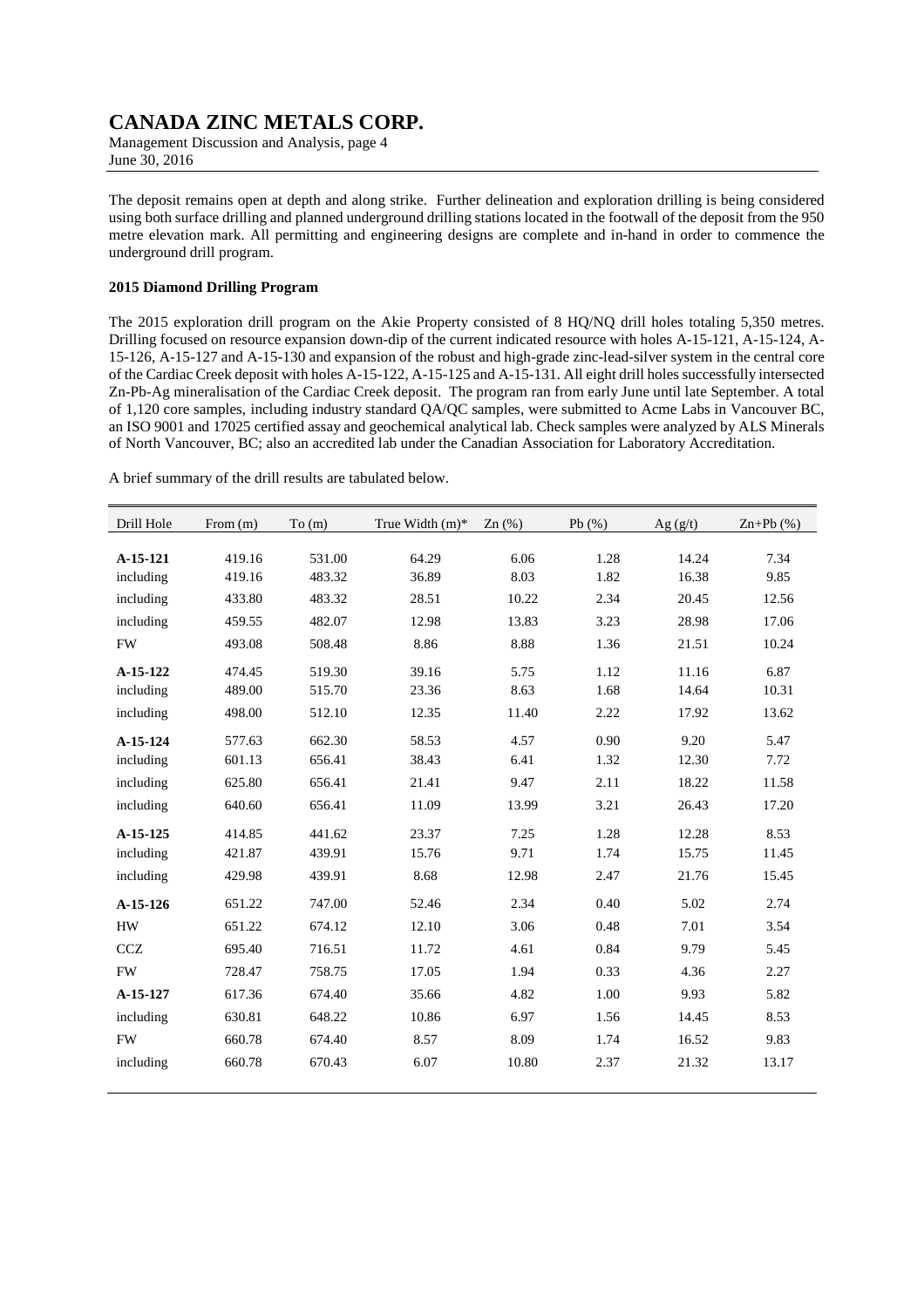The deposit remains open at depth and along strike. Further delineation and exploration drilling is being considered using both surface drilling and planned underground drilling stations located in the footwall of the deposit from the 950 metre elevation mark. All permitting and engineering designs are complete and in-hand in order to commence the underground drill program.

**2015 Diamond Drilling Program**

The 2015 exploration drill program on the Akie Property consisted of 8 HQ/NQ drill holes totaling 5,350 metres. Drilling focused on resource expansion down-dip of the current indicated resource with holes A-15-121, A-15-124, A-15-126, A-15-127 and A-15-130 and expansion of the robust and high-grade zinc-lead-silver system in the central core of the Cardiac Creek deposit with holes A-15-122, A-15-125 and A-15-131. All eight drill holes successfully intersected Zn-Pb-Ag mineralisation of the Cardiac Creek deposit. The program ran from early June until late September. A total of 1,120 core samples, including industry standard QA/QC samples, were submitted to Acme Labs in Vancouver BC, an ISO 9001 and 17025 certified assay and geochemical analytical lab. Check samples were analyzed by ALS Minerals of North Vancouver, BC; also an accredited lab under the Canadian Association for Laboratory Accreditation.

A brief summary of the drill results are tabulated below.

| Drill Hole | From (m) | To (m) | True Width (m)* | Zn (%) | Pb (%) | Ag (g/t) | Zn+Pb (%) |
|---|---|---|---|---|---|---|---|
| **A-15-121** | 419.16 | 531.00 | 64.29 | 6.06 | 1.28 | 14.24 | 7.34 |
| including | 419.16 | 483.32 | 36.89 | 8.03 | 1.82 | 16.38 | 9.85 |
| including | 433.80 | 483.32 | 28.51 | 10.22 | 2.34 | 20.45 | 12.56 |
| including | 459.55 | 482.07 | 12.98 | 13.83 | 3.23 | 28.98 | 17.06 |
| FW | 493.08 | 508.48 | 8.86 | 8.88 | 1.36 | 21.51 | 10.24 |
| **A-15-122** | 474.45 | 519.30 | 39.16 | 5.75 | 1.12 | 11.16 | 6.87 |
| including | 489.00 | 515.70 | 23.36 | 8.63 | 1.68 | 14.64 | 10.31 |
| including | 498.00 | 512.10 | 12.35 | 11.40 | 2.22 | 17.92 | 13.62 |
| **A-15-124** | 577.63 | 662.30 | 58.53 | 4.57 | 0.90 | 9.20 | 5.47 |
| including | 601.13 | 656.41 | 38.43 | 6.41 | 1.32 | 12.30 | 7.72 |
| including | 625.80 | 656.41 | 21.41 | 9.47 | 2.11 | 18.22 | 11.58 |
| including | 640.60 | 656.41 | 11.09 | 13.99 | 3.21 | 26.43 | 17.20 |
| **A-15-125** | 414.85 | 441.62 | 23.37 | 7.25 | 1.28 | 12.28 | 8.53 |
| including | 421.87 | 439.91 | 15.76 | 9.71 | 1.74 | 15.75 | 11.45 |
| including | 429.98 | 439.91 | 8.68 | 12.98 | 2.47 | 21.76 | 15.45 |
| **A-15-126** | 651.22 | 747.00 | 52.46 | 2.34 | 0.40 | 5.02 | 2.74 |
| HW | 651.22 | 674.12 | 12.10 | 3.06 | 0.48 | 7.01 | 3.54 |
| CCZ | 695.40 | 716.51 | 11.72 | 4.61 | 0.84 | 9.79 | 5.45 |
| FW | 728.47 | 758.75 | 17.05 | 1.94 | 0.33 | 4.36 | 2.27 |
| **A-15-127** | 617.36 | 674.40 | 35.66 | 4.82 | 1.00 | 9.93 | 5.82 |
| including | 630.81 | 648.22 | 10.86 | 6.97 | 1.56 | 14.45 | 8.53 |
| FW | 660.78 | 674.40 | 8.57 | 8.09 | 1.74 | 16.52 | 9.83 |
| including | 660.78 | 670.43 | 6.07 | 10.80 | 2.37 | 21.32 | 13.17 |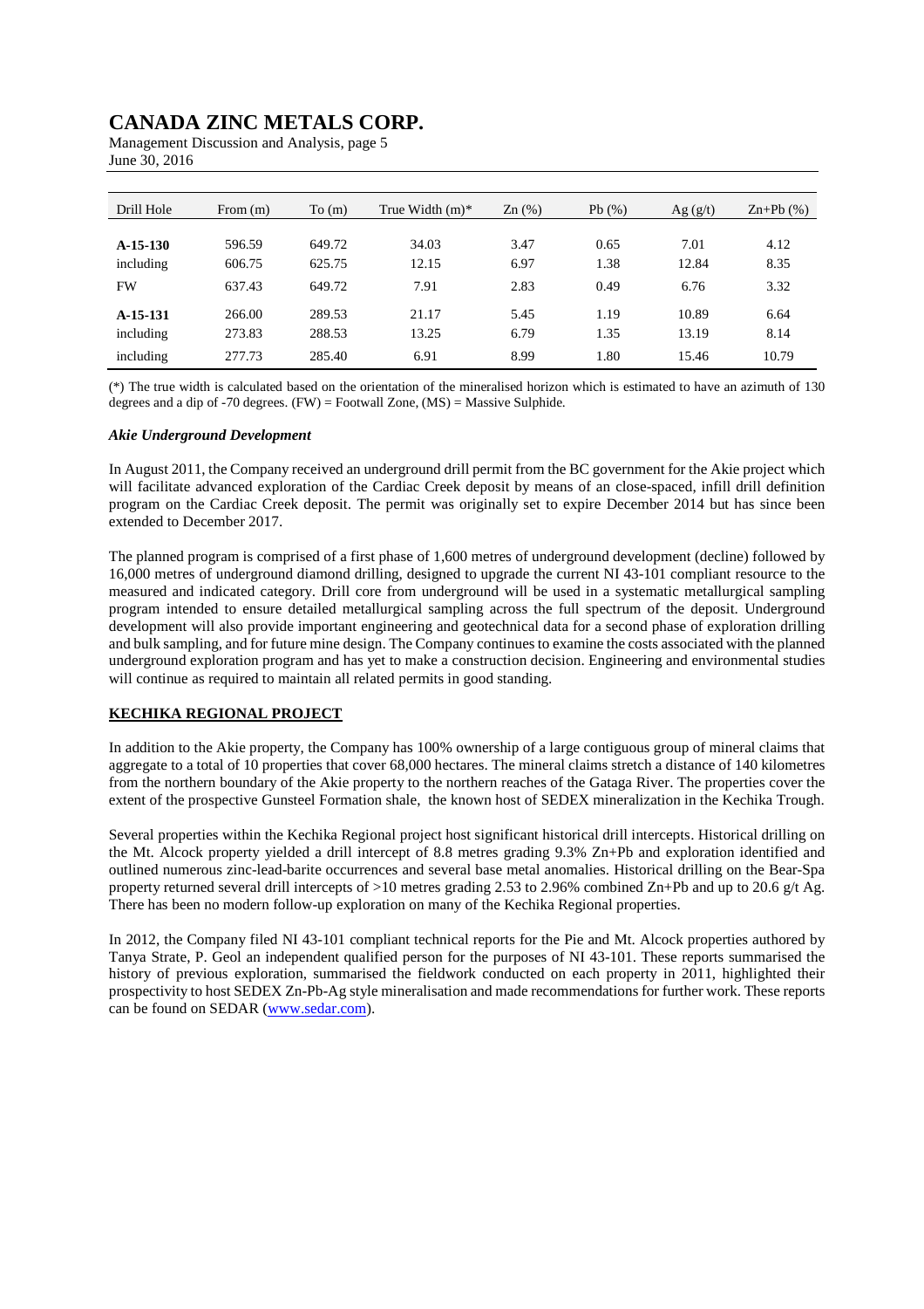| Drill Hole | From (m) | To (m) | True Width (m)* | Zn (%) | Pb (%) | Ag (g/t) | Zn+Pb (%) |
|---|---|---|---|---|---|---|---|
| **A-15-130** | 596.59 | 649.72 | 34.03 | 3.47 | 0.65 | 7.01 | 4.12 |
| including | 606.75 | 625.75 | 12.15 | 6.97 | 1.38 | 12.84 | 8.35 |
| FW | 637.43 | 649.72 | 7.91 | 2.83 | 0.49 | 6.76 | 3.32 |
| **A-15-131** | 266.00 | 289.53 | 21.17 | 5.45 | 1.19 | 10.89 | 6.64 |
| including | 273.83 | 288.53 | 13.25 | 6.79 | 1.35 | 13.19 | 8.14 |
| including | 277.73 | 285.40 | 6.91 | 8.99 | 1.80 | 15.46 | 10.79 |

(*) The true width is calculated based on the orientation of the mineralised horizon which is estimated to have an azimuth of 130 degrees and a dip of -70 degrees. (FW) = Footwall Zone, (MS) = Massive Sulphide.

***Akie Underground Development***

In August 2011, the Company received an underground drill permit from the BC government for the Akie project which will facilitate advanced exploration of the Cardiac Creek deposit by means of an close-spaced, infill drill definition program on the Cardiac Creek deposit. The permit was originally set to expire December 2014 but has since been extended to December 2017.

The planned program is comprised of a first phase of 1,600 metres of underground development (decline) followed by 16,000 metres of underground diamond drilling, designed to upgrade the current NI 43-101 compliant resource to the measured and indicated category. Drill core from underground will be used in a systematic metallurgical sampling program intended to ensure detailed metallurgical sampling across the full spectrum of the deposit. Underground development will also provide important engineering and geotechnical data for a second phase of exploration drilling and bulk sampling, and for future mine design. The Company continues to examine the costs associated with the planned underground exploration program and has yet to make a construction decision. Engineering and environmental studies will continue as required to maintain all related permits in good standing.

## KECHIKA REGIONAL PROJECT

In addition to the Akie property, the Company has 100% ownership of a large contiguous group of mineral claims that aggregate to a total of 10 properties that cover 68,000 hectares. The mineral claims stretch a distance of 140 kilometres from the northern boundary of the Akie property to the northern reaches of the Gataga River. The properties cover the extent of the prospective Gunsteel Formation shale, the known host of SEDEX mineralization in the Kechika Trough.

Several properties within the Kechika Regional project host significant historical drill intercepts. Historical drilling on the Mt. Alcock property yielded a drill intercept of 8.8 metres grading 9.3% Zn+Pb and exploration identified and outlined numerous zinc-lead-barite occurrences and several base metal anomalies. Historical drilling on the Bear-Spa property returned several drill intercepts of >10 metres grading 2.53 to 2.96% combined Zn+Pb and up to 20.6 g/t Ag. There has been no modern follow-up exploration on many of the Kechika Regional properties.

In 2012, the Company filed NI 43-101 compliant technical reports for the Pie and Mt. Alcock properties authored by Tanya Strate, P. Geol an independent qualified person for the purposes of NI 43-101. These reports summarised the history of previous exploration, summarised the fieldwork conducted on each property in 2011, highlighted their prospectivity to host SEDEX Zn-Pb-Ag style mineralisation and made recommendations for further work. These reports can be found on SEDAR (www.sedar.com).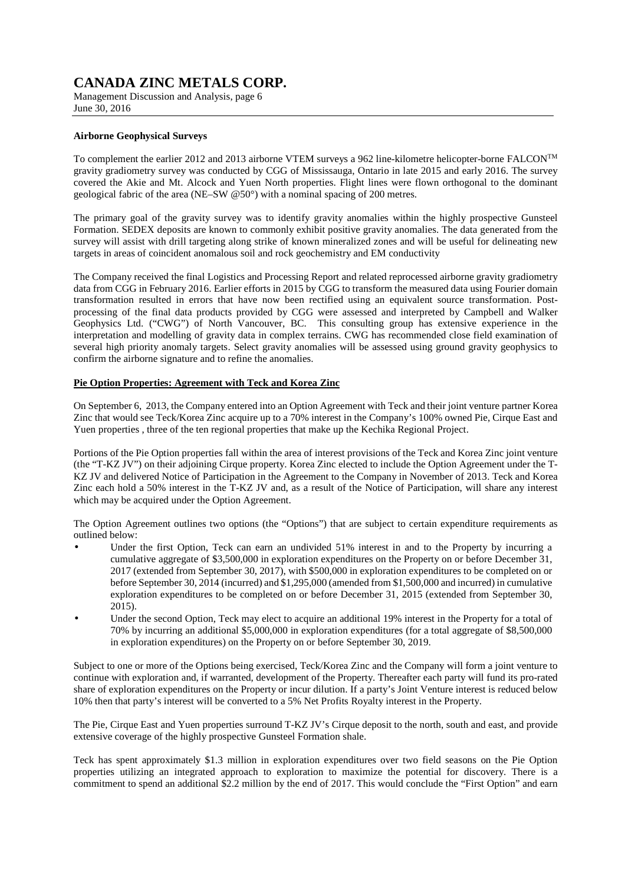### Airborne Geophysical Surveys

To complement the earlier 2012 and 2013 airborne VTEM surveys a 962 line-kilometre helicopter-borne FALCON$^{TM}$ gravity gradiometry survey was conducted by CGG of Mississauga, Ontario in late 2015 and early 2016. The survey covered the Akie and Mt. Alcock and Yuen North properties. Flight lines were flown orthogonal to the dominant geological fabric of the area (NE–SW @50°) with a nominal spacing of 200 metres.

The primary goal of the gravity survey was to identify gravity anomalies within the highly prospective Gunsteel Formation. SEDEX deposits are known to commonly exhibit positive gravity anomalies. The data generated from the survey will assist with drill targeting along strike of known mineralized zones and will be useful for delineating new targets in areas of coincident anomalous soil and rock geochemistry and EM conductivity

The Company received the final Logistics and Processing Report and related reprocessed airborne gravity gradiometry data from CGG in February 2016. Earlier efforts in 2015 by CGG to transform the measured data using Fourier domain transformation resulted in errors that have now been rectified using an equivalent source transformation. Post-processing of the final data products provided by CGG were assessed and interpreted by Campbell and Walker Geophysics Ltd. ("CWG") of North Vancouver, BC. This consulting group has extensive experience in the interpretation and modelling of gravity data in complex terrains. CWG has recommended close field examination of several high priority anomaly targets. Select gravity anomalies will be assessed using ground gravity geophysics to confirm the airborne signature and to refine the anomalies.

### Pie Option Properties: Agreement with Teck and Korea Zinc

On September 6, 2013, the Company entered into an Option Agreement with Teck and their joint venture partner Korea Zinc that would see Teck/Korea Zinc acquire up to a 70% interest in the Company's 100% owned Pie, Cirque East and Yuen properties , three of the ten regional properties that make up the Kechika Regional Project.

Portions of the Pie Option properties fall within the area of interest provisions of the Teck and Korea Zinc joint venture (the "T-KZ JV") on their adjoining Cirque property. Korea Zinc elected to include the Option Agreement under the T-KZ JV and delivered Notice of Participation in the Agreement to the Company in November of 2013. Teck and Korea Zinc each hold a 50% interest in the T-KZ JV and, as a result of the Notice of Participation, will share any interest which may be acquired under the Option Agreement.

The Option Agreement outlines two options (the "Options") that are subject to certain expenditure requirements as outlined below:

- Under the first Option, Teck can earn an undivided 51% interest in and to the Property by incurring a cumulative aggregate of $3,500,000 in exploration expenditures on the Property on or before December 31, 2017 (extended from September 30, 2017), with $500,000 in exploration expenditures to be completed on or before September 30, 2014 (incurred) and $1,295,000 (amended from $1,500,000 and incurred) in cumulative exploration expenditures to be completed on or before December 31, 2015 (extended from September 30, 2015).
- Under the second Option, Teck may elect to acquire an additional 19% interest in the Property for a total of 70% by incurring an additional $5,000,000 in exploration expenditures (for a total aggregate of $8,500,000 in exploration expenditures) on the Property on or before September 30, 2019.

Subject to one or more of the Options being exercised, Teck/Korea Zinc and the Company will form a joint venture to continue with exploration and, if warranted, development of the Property. Thereafter each party will fund its pro-rated share of exploration expenditures on the Property or incur dilution. If a party's Joint Venture interest is reduced below 10% then that party's interest will be converted to a 5% Net Profits Royalty interest in the Property.

The Pie, Cirque East and Yuen properties surround T-KZ JV's Cirque deposit to the north, south and east, and provide extensive coverage of the highly prospective Gunsteel Formation shale.

Teck has spent approximately $1.3 million in exploration expenditures over two field seasons on the Pie Option properties utilizing an integrated approach to exploration to maximize the potential for discovery. There is a commitment to spend an additional $2.2 million by the end of 2017. This would conclude the "First Option" and earn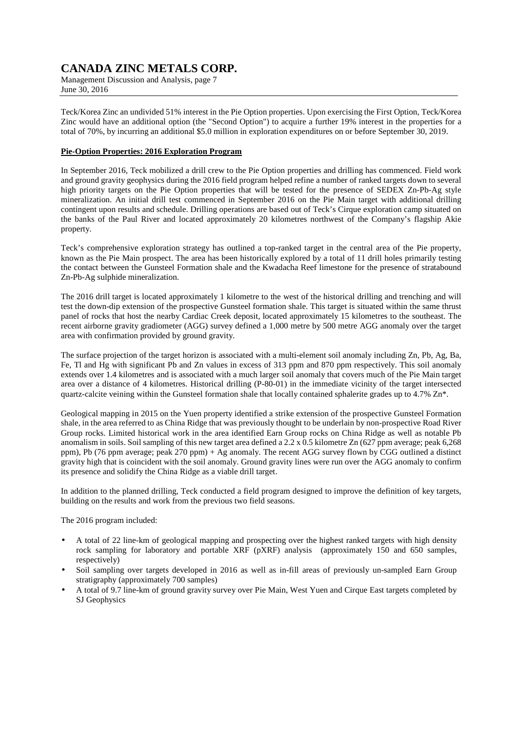Teck/Korea Zinc an undivided 51% interest in the Pie Option properties. Upon exercising the First Option, Teck/Korea Zinc would have an additional option (the "Second Option") to acquire a further 19% interest in the properties for a total of 70%, by incurring an additional $5.0 million in exploration expenditures on or before September 30, 2019.

**Pie-Option Properties: 2016 Exploration Program**

In September 2016, Teck mobilized a drill crew to the Pie Option properties and drilling has commenced. Field work and ground gravity geophysics during the 2016 field program helped refine a number of ranked targets down to several high priority targets on the Pie Option properties that will be tested for the presence of SEDEX Zn-Pb-Ag style mineralization. An initial drill test commenced in September 2016 on the Pie Main target with additional drilling contingent upon results and schedule. Drilling operations are based out of Teck's Cirque exploration camp situated on the banks of the Paul River and located approximately 20 kilometres northwest of the Company's flagship Akie property.

Teck's comprehensive exploration strategy has outlined a top-ranked target in the central area of the Pie property, known as the Pie Main prospect. The area has been historically explored by a total of 11 drill holes primarily testing the contact between the Gunsteel Formation shale and the Kwadacha Reef limestone for the presence of stratabound Zn-Pb-Ag sulphide mineralization.

The 2016 drill target is located approximately 1 kilometre to the west of the historical drilling and trenching and will test the down-dip extension of the prospective Gunsteel formation shale. This target is situated within the same thrust panel of rocks that host the nearby Cardiac Creek deposit, located approximately 15 kilometres to the southeast. The recent airborne gravity gradiometer (AGG) survey defined a 1,000 metre by 500 metre AGG anomaly over the target area with confirmation provided by ground gravity.

The surface projection of the target horizon is associated with a multi-element soil anomaly including Zn, Pb, Ag, Ba, Fe, Tl and Hg with significant Pb and Zn values in excess of 313 ppm and 870 ppm respectively. This soil anomaly extends over 1.4 kilometres and is associated with a much larger soil anomaly that covers much of the Pie Main target area over a distance of 4 kilometres. Historical drilling (P-80-01) in the immediate vicinity of the target intersected quartz-calcite veining within the Gunsteel formation shale that locally contained sphalerite grades up to 4.7% Zn*.

Geological mapping in 2015 on the Yuen property identified a strike extension of the prospective Gunsteel Formation shale, in the area referred to as China Ridge that was previously thought to be underlain by non-prospective Road River Group rocks. Limited historical work in the area identified Earn Group rocks on China Ridge as well as notable Pb anomalism in soils. Soil sampling of this new target area defined a 2.2 x 0.5 kilometre Zn (627 ppm average; peak 6,268 ppm), Pb (76 ppm average; peak 270 ppm) + Ag anomaly. The recent AGG survey flown by CGG outlined a distinct gravity high that is coincident with the soil anomaly. Ground gravity lines were run over the AGG anomaly to confirm its presence and solidify the China Ridge as a viable drill target.

In addition to the planned drilling, Teck conducted a field program designed to improve the definition of key targets, building on the results and work from the previous two field seasons.

The 2016 program included:

- A total of 22 line-km of geological mapping and prospecting over the highest ranked targets with high density rock sampling for laboratory and portable XRF (pXRF) analysis (approximately 150 and 650 samples, respectively)
- Soil sampling over targets developed in 2016 as well as in-fill areas of previously un-sampled Earn Group stratigraphy (approximately 700 samples)
- A total of 9.7 line-km of ground gravity survey over Pie Main, West Yuen and Cirque East targets completed by SJ Geophysics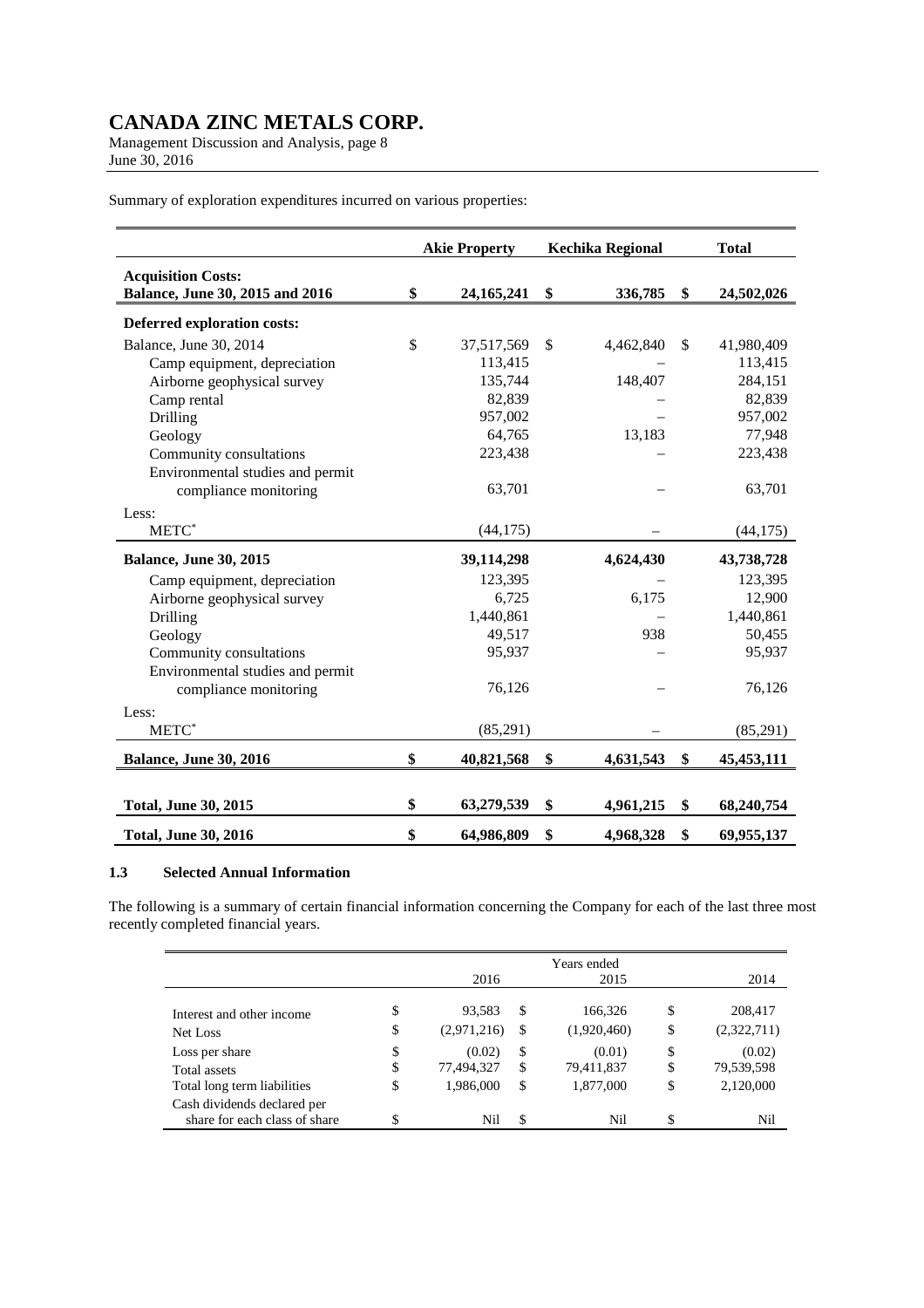Summary of exploration expenditures incurred on various properties:

| | Akie Property | Kechika Regional | Total |
|---|---|---|---|
| **Acquisition Costs:** | | | |
| **Balance, June 30, 2015 and 2016** | **$ 24,165,241** | **$ 336,785** | **$ 24,502,026** |
| **Deferred exploration costs:** | | | |
| Balance, June 30, 2014 | $ 37,517,569 | $ 4,462,840 | $ 41,980,409 |
| Camp equipment, depreciation | 113,415 | – | 113,415 |
| Airborne geophysical survey | 135,744 | 148,407 | 284,151 |
| Camp rental | 82,839 | – | 82,839 |
| Drilling | 957,002 | – | 957,002 |
| Geology | 64,765 | 13,183 | 77,948 |
| Community consultations | 223,438 | – | 223,438 |
| Environmental studies and permit compliance monitoring | 63,701 | – | 63,701 |
| Less: | | | |
| METC* | (44,175) | – | (44,175) |
| **Balance, June 30, 2015** | **39,114,298** | **4,624,430** | **43,738,728** |
| Camp equipment, depreciation | 123,395 | – | 123,395 |
| Airborne geophysical survey | 6,725 | 6,175 | 12,900 |
| Drilling | 1,440,861 | – | 1,440,861 |
| Geology | 49,517 | 938 | 50,455 |
| Community consultations | 95,937 | – | 95,937 |
| Environmental studies and permit compliance monitoring | 76,126 | – | 76,126 |
| Less: | | | |
| METC* | (85,291) | – | (85,291) |
| **Balance, June 30, 2016** | **$ 40,821,568** | **$ 4,631,543** | **$ 45,453,111** |
| **Total, June 30, 2015** | **$ 63,279,539** | **$ 4,961,215** | **$ 68,240,754** |
| **Total, June 30, 2016** | **$ 64,986,809** | **$ 4,968,328** | **$ 69,955,137** |

### 1.3 Selected Annual Information

The following is a summary of certain financial information concerning the Company for each of the last three most recently completed financial years.

| | Years ended | | |
|---|---|---|---|
| | 2016 | 2015 | 2014 |
| Interest and other income | $ 93,583 | $ 166,326 | $ 208,417 |
| Net Loss | $ (2,971,216) | $ (1,920,460) | $ (2,322,711) |
| Loss per share | $ (0.02) | $ (0.01) | $ (0.02) |
| Total assets | $ 77,494,327 | $ 79,411,837 | $ 79,539,598 |
| Total long term liabilities | $ 1,986,000 | $ 1,877,000 | $ 2,120,000 |
| Cash dividends declared per share for each class of share | $ Nil | $ Nil | $ Nil |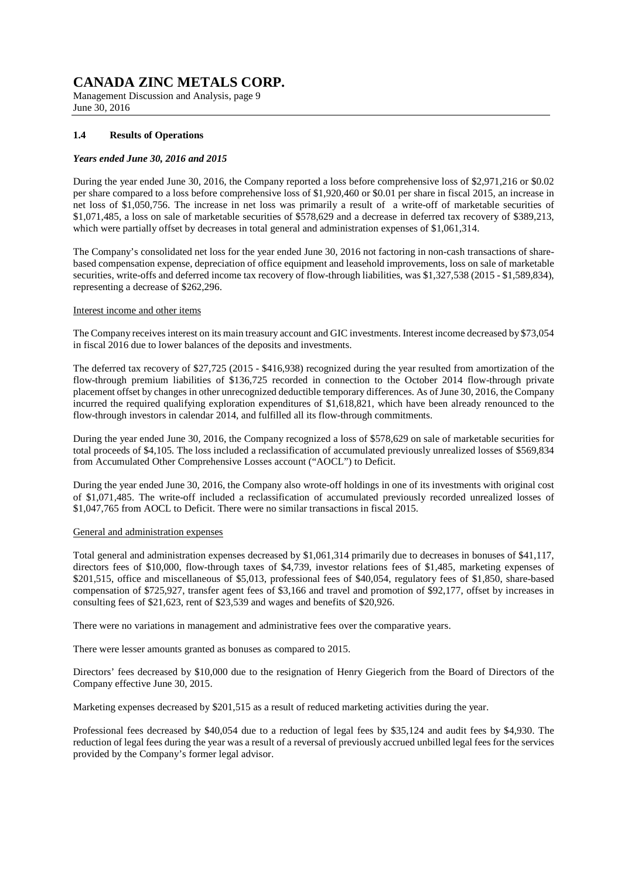### 1.4 Results of Operations

***Years ended June 30, 2016 and 2015***

During the year ended June 30, 2016, the Company reported a loss before comprehensive loss of $2,971,216 or $0.02 per share compared to a loss before comprehensive loss of $1,920,460 or $0.01 per share in fiscal 2015, an increase in net loss of $1,050,756. The increase in net loss was primarily a result of a write-off of marketable securities of $1,071,485, a loss on sale of marketable securities of $578,629 and a decrease in deferred tax recovery of $389,213, which were partially offset by decreases in total general and administration expenses of $1,061,314.

The Company's consolidated net loss for the year ended June 30, 2016 not factoring in non-cash transactions of share-based compensation expense, depreciation of office equipment and leasehold improvements, loss on sale of marketable securities, write-offs and deferred income tax recovery of flow-through liabilities, was $1,327,538 (2015 - $1,589,834), representing a decrease of $262,296.

Interest income and other items

The Company receives interest on its main treasury account and GIC investments. Interest income decreased by $73,054 in fiscal 2016 due to lower balances of the deposits and investments.

The deferred tax recovery of $27,725 (2015 - $416,938) recognized during the year resulted from amortization of the flow-through premium liabilities of $136,725 recorded in connection to the October 2014 flow-through private placement offset by changes in other unrecognized deductible temporary differences. As of June 30, 2016, the Company incurred the required qualifying exploration expenditures of $1,618,821, which have been already renounced to the flow-through investors in calendar 2014, and fulfilled all its flow-through commitments.

During the year ended June 30, 2016, the Company recognized a loss of $578,629 on sale of marketable securities for total proceeds of $4,105. The loss included a reclassification of accumulated previously unrealized losses of $569,834 from Accumulated Other Comprehensive Losses account ("AOCL") to Deficit.

During the year ended June 30, 2016, the Company also wrote-off holdings in one of its investments with original cost of $1,071,485. The write-off included a reclassification of accumulated previously recorded unrealized losses of $1,047,765 from AOCL to Deficit. There were no similar transactions in fiscal 2015.

General and administration expenses

Total general and administration expenses decreased by $1,061,314 primarily due to decreases in bonuses of $41,117, directors fees of $10,000, flow-through taxes of $4,739, investor relations fees of $1,485, marketing expenses of $201,515, office and miscellaneous of $5,013, professional fees of $40,054, regulatory fees of $1,850, share-based compensation of $725,927, transfer agent fees of $3,166 and travel and promotion of $92,177, offset by increases in consulting fees of $21,623, rent of $23,539 and wages and benefits of $20,926.

There were no variations in management and administrative fees over the comparative years.

There were lesser amounts granted as bonuses as compared to 2015.

Directors' fees decreased by $10,000 due to the resignation of Henry Giegerich from the Board of Directors of the Company effective June 30, 2015.

Marketing expenses decreased by $201,515 as a result of reduced marketing activities during the year.

Professional fees decreased by $40,054 due to a reduction of legal fees by $35,124 and audit fees by $4,930. The reduction of legal fees during the year was a result of a reversal of previously accrued unbilled legal fees for the services provided by the Company's former legal advisor.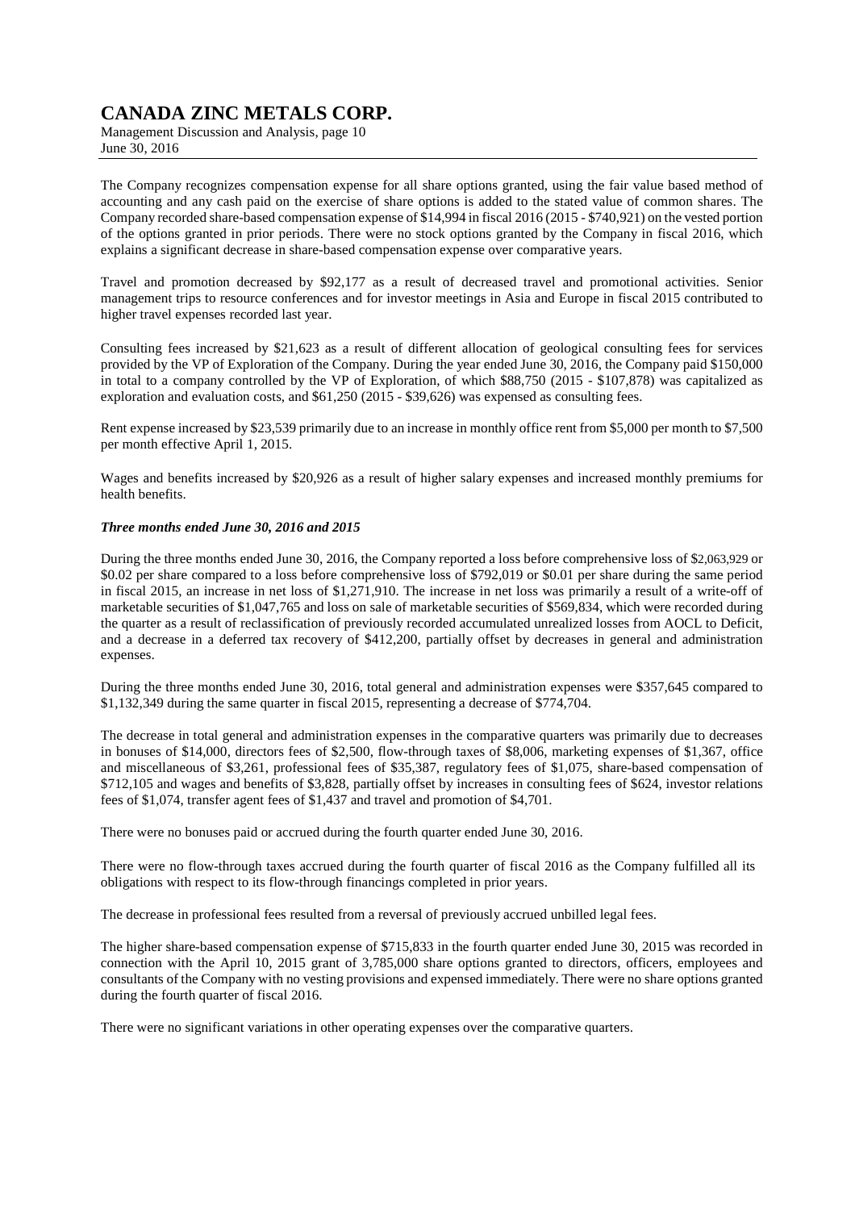The Company recognizes compensation expense for all share options granted, using the fair value based method of accounting and any cash paid on the exercise of share options is added to the stated value of common shares. The Company recorded share-based compensation expense of $14,994 in fiscal 2016 (2015 - $740,921) on the vested portion of the options granted in prior periods. There were no stock options granted by the Company in fiscal 2016, which explains a significant decrease in share-based compensation expense over comparative years.

Travel and promotion decreased by $92,177 as a result of decreased travel and promotional activities. Senior management trips to resource conferences and for investor meetings in Asia and Europe in fiscal 2015 contributed to higher travel expenses recorded last year.

Consulting fees increased by $21,623 as a result of different allocation of geological consulting fees for services provided by the VP of Exploration of the Company. During the year ended June 30, 2016, the Company paid $150,000 in total to a company controlled by the VP of Exploration, of which $88,750 (2015 - $107,878) was capitalized as exploration and evaluation costs, and $61,250 (2015 - $39,626) was expensed as consulting fees.

Rent expense increased by $23,539 primarily due to an increase in monthly office rent from $5,000 per month to $7,500 per month effective April 1, 2015.

Wages and benefits increased by $20,926 as a result of higher salary expenses and increased monthly premiums for health benefits.

### *Three months ended June 30, 2016 and 2015*

During the three months ended June 30, 2016, the Company reported a loss before comprehensive loss of $2,063,929 or $0.02 per share compared to a loss before comprehensive loss of $792,019 or $0.01 per share during the same period in fiscal 2015, an increase in net loss of $1,271,910. The increase in net loss was primarily a result of a write-off of marketable securities of $1,047,765 and loss on sale of marketable securities of $569,834, which were recorded during the quarter as a result of reclassification of previously recorded accumulated unrealized losses from AOCL to Deficit, and a decrease in a deferred tax recovery of $412,200, partially offset by decreases in general and administration expenses.

During the three months ended June 30, 2016, total general and administration expenses were $357,645 compared to $1,132,349 during the same quarter in fiscal 2015, representing a decrease of $774,704.

The decrease in total general and administration expenses in the comparative quarters was primarily due to decreases in bonuses of $14,000, directors fees of $2,500, flow-through taxes of $8,006, marketing expenses of $1,367, office and miscellaneous of $3,261, professional fees of $35,387, regulatory fees of $1,075, share-based compensation of $712,105 and wages and benefits of $3,828, partially offset by increases in consulting fees of $624, investor relations fees of $1,074, transfer agent fees of $1,437 and travel and promotion of $4,701.

There were no bonuses paid or accrued during the fourth quarter ended June 30, 2016.

There were no flow-through taxes accrued during the fourth quarter of fiscal 2016 as the Company fulfilled all its obligations with respect to its flow-through financings completed in prior years.

The decrease in professional fees resulted from a reversal of previously accrued unbilled legal fees.

The higher share-based compensation expense of $715,833 in the fourth quarter ended June 30, 2015 was recorded in connection with the April 10, 2015 grant of 3,785,000 share options granted to directors, officers, employees and consultants of the Company with no vesting provisions and expensed immediately. There were no share options granted during the fourth quarter of fiscal 2016.

There were no significant variations in other operating expenses over the comparative quarters.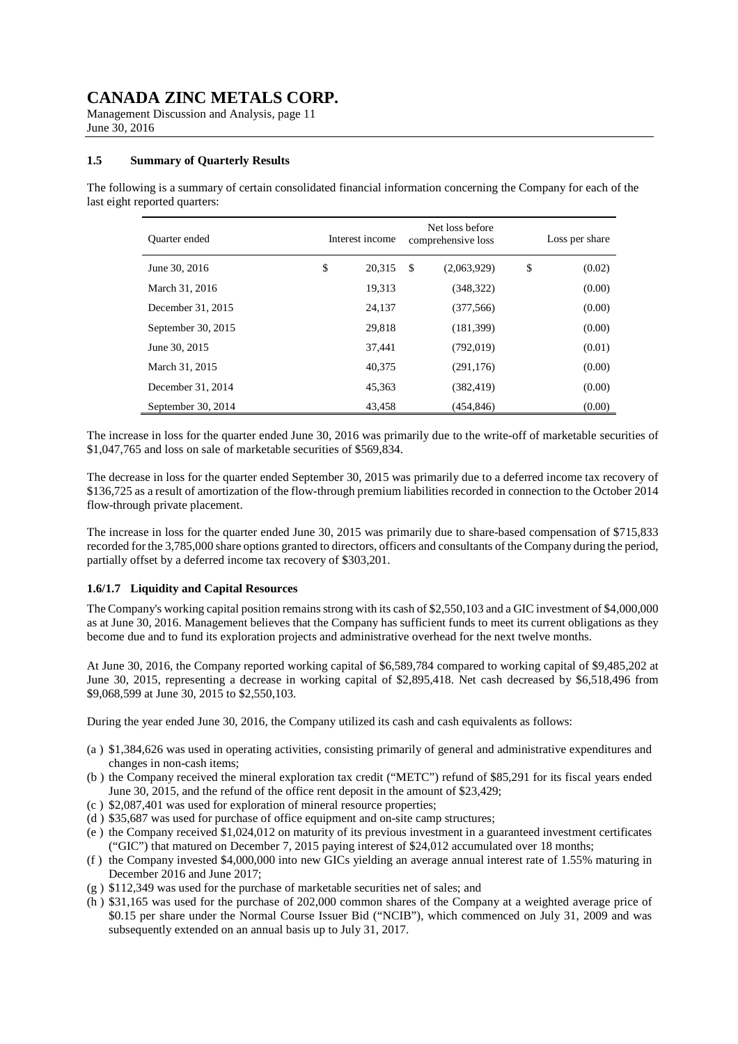# CANADA ZINC METALS CORP.

Management Discussion and Analysis, page 11
June 30, 2016

### 1.5 Summary of Quarterly Results

The following is a summary of certain consolidated financial information concerning the Company for each of the last eight reported quarters:

| Quarter ended | Interest income | Net loss before comprehensive loss | Loss per share |
|---|---|---|---|
| June 30, 2016 | $ 20,315 | $ (2,063,929) | $ (0.02) |
| March 31, 2016 | 19,313 | (348,322) | (0.00) |
| December 31, 2015 | 24,137 | (377,566) | (0.00) |
| September 30, 2015 | 29,818 | (181,399) | (0.00) |
| June 30, 2015 | 37,441 | (792,019) | (0.01) |
| March 31, 2015 | 40,375 | (291,176) | (0.00) |
| December 31, 2014 | 45,363 | (382,419) | (0.00) |
| September 30, 2014 | 43,458 | (454,846) | (0.00) |

The increase in loss for the quarter ended June 30, 2016 was primarily due to the write-off of marketable securities of $1,047,765 and loss on sale of marketable securities of $569,834.

The decrease in loss for the quarter ended September 30, 2015 was primarily due to a deferred income tax recovery of $136,725 as a result of amortization of the flow-through premium liabilities recorded in connection to the October 2014 flow-through private placement.

The increase in loss for the quarter ended June 30, 2015 was primarily due to share-based compensation of $715,833 recorded for the 3,785,000 share options granted to directors, officers and consultants of the Company during the period, partially offset by a deferred income tax recovery of $303,201.

### 1.6/1.7 Liquidity and Capital Resources

The Company's working capital position remains strong with its cash of $2,550,103 and a GIC investment of $4,000,000 as at June 30, 2016. Management believes that the Company has sufficient funds to meet its current obligations as they become due and to fund its exploration projects and administrative overhead for the next twelve months.

At June 30, 2016, the Company reported working capital of $6,589,784 compared to working capital of $9,485,202 at June 30, 2015, representing a decrease in working capital of $2,895,418. Net cash decreased by $6,518,496 from $9,068,599 at June 30, 2015 to $2,550,103.

During the year ended June 30, 2016, the Company utilized its cash and cash equivalents as follows:

(a ) $1,384,626 was used in operating activities, consisting primarily of general and administrative expenditures and changes in non-cash items;
(b ) the Company received the mineral exploration tax credit ("METC") refund of $85,291 for its fiscal years ended June 30, 2015, and the refund of the office rent deposit in the amount of $23,429;
(c ) $2,087,401 was used for exploration of mineral resource properties;
(d ) $35,687 was used for purchase of office equipment and on-site camp structures;
(e ) the Company received $1,024,012 on maturity of its previous investment in a guaranteed investment certificates ("GIC") that matured on December 7, 2015 paying interest of $24,012 accumulated over 18 months;
(f ) the Company invested $4,000,000 into new GICs yielding an average annual interest rate of 1.55% maturing in December 2016 and June 2017;
(g ) $112,349 was used for the purchase of marketable securities net of sales; and
(h ) $31,165 was used for the purchase of 202,000 common shares of the Company at a weighted average price of $0.15 per share under the Normal Course Issuer Bid ("NCIB"), which commenced on July 31, 2009 and was subsequently extended on an annual basis up to July 31, 2017.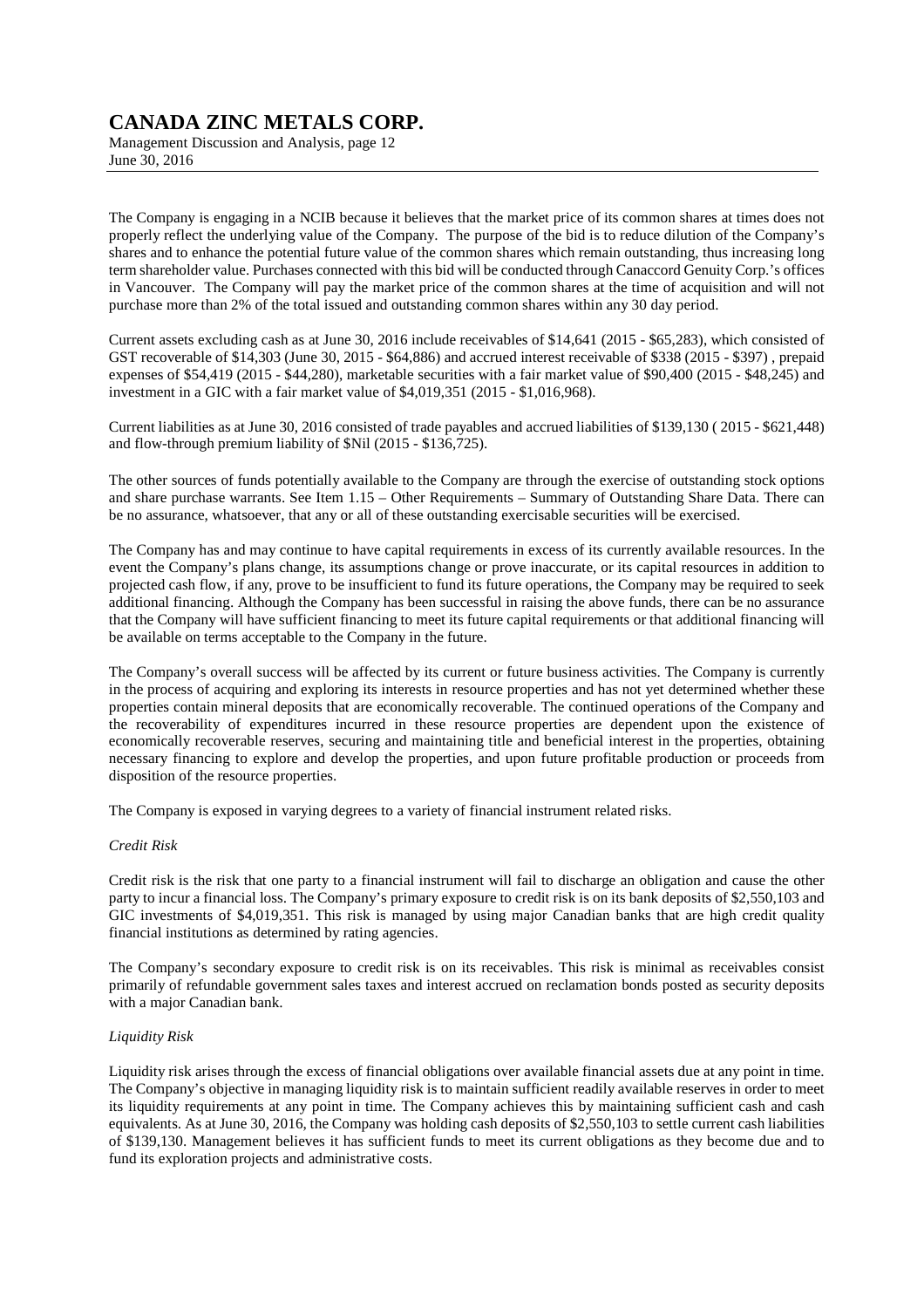The Company is engaging in a NCIB because it believes that the market price of its common shares at times does not properly reflect the underlying value of the Company. The purpose of the bid is to reduce dilution of the Company's shares and to enhance the potential future value of the common shares which remain outstanding, thus increasing long term shareholder value. Purchases connected with this bid will be conducted through Canaccord Genuity Corp.'s offices in Vancouver. The Company will pay the market price of the common shares at the time of acquisition and will not purchase more than 2% of the total issued and outstanding common shares within any 30 day period.

Current assets excluding cash as at June 30, 2016 include receivables of $14,641 (2015 - $65,283), which consisted of GST recoverable of $14,303 (June 30, 2015 - $64,886) and accrued interest receivable of $338 (2015 - $397) , prepaid expenses of $54,419 (2015 - $44,280), marketable securities with a fair market value of $90,400 (2015 - $48,245) and investment in a GIC with a fair market value of $4,019,351 (2015 - $1,016,968).

Current liabilities as at June 30, 2016 consisted of trade payables and accrued liabilities of $139,130 ( 2015 - $621,448) and flow-through premium liability of $Nil (2015 - $136,725).

The other sources of funds potentially available to the Company are through the exercise of outstanding stock options and share purchase warrants. See Item 1.15 – Other Requirements – Summary of Outstanding Share Data. There can be no assurance, whatsoever, that any or all of these outstanding exercisable securities will be exercised.

The Company has and may continue to have capital requirements in excess of its currently available resources. In the event the Company's plans change, its assumptions change or prove inaccurate, or its capital resources in addition to projected cash flow, if any, prove to be insufficient to fund its future operations, the Company may be required to seek additional financing. Although the Company has been successful in raising the above funds, there can be no assurance that the Company will have sufficient financing to meet its future capital requirements or that additional financing will be available on terms acceptable to the Company in the future.

The Company's overall success will be affected by its current or future business activities. The Company is currently in the process of acquiring and exploring its interests in resource properties and has not yet determined whether these properties contain mineral deposits that are economically recoverable. The continued operations of the Company and the recoverability of expenditures incurred in these resource properties are dependent upon the existence of economically recoverable reserves, securing and maintaining title and beneficial interest in the properties, obtaining necessary financing to explore and develop the properties, and upon future profitable production or proceeds from disposition of the resource properties.

The Company is exposed in varying degrees to a variety of financial instrument related risks.

*Credit Risk*

Credit risk is the risk that one party to a financial instrument will fail to discharge an obligation and cause the other party to incur a financial loss. The Company's primary exposure to credit risk is on its bank deposits of $2,550,103 and GIC investments of $4,019,351. This risk is managed by using major Canadian banks that are high credit quality financial institutions as determined by rating agencies.

The Company's secondary exposure to credit risk is on its receivables. This risk is minimal as receivables consist primarily of refundable government sales taxes and interest accrued on reclamation bonds posted as security deposits with a major Canadian bank.

*Liquidity Risk*

Liquidity risk arises through the excess of financial obligations over available financial assets due at any point in time. The Company's objective in managing liquidity risk is to maintain sufficient readily available reserves in order to meet its liquidity requirements at any point in time. The Company achieves this by maintaining sufficient cash and cash equivalents. As at June 30, 2016, the Company was holding cash deposits of $2,550,103 to settle current cash liabilities of $139,130. Management believes it has sufficient funds to meet its current obligations as they become due and to fund its exploration projects and administrative costs.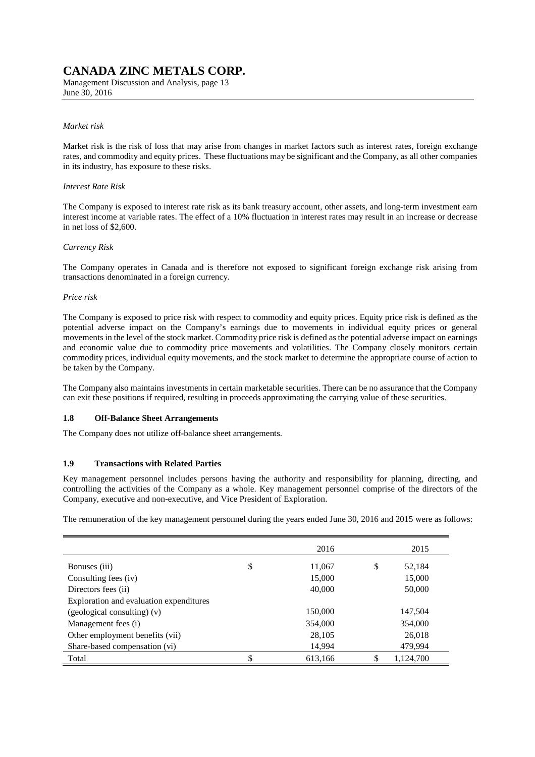*Market risk*

Market risk is the risk of loss that may arise from changes in market factors such as interest rates, foreign exchange rates, and commodity and equity prices. These fluctuations may be significant and the Company, as all other companies in its industry, has exposure to these risks.

*Interest Rate Risk*

The Company is exposed to interest rate risk as its bank treasury account, other assets, and long-term investment earn interest income at variable rates. The effect of a 10% fluctuation in interest rates may result in an increase or decrease in net loss of $2,600.

*Currency Risk*

The Company operates in Canada and is therefore not exposed to significant foreign exchange risk arising from transactions denominated in a foreign currency.

*Price risk*

The Company is exposed to price risk with respect to commodity and equity prices. Equity price risk is defined as the potential adverse impact on the Company's earnings due to movements in individual equity prices or general movements in the level of the stock market. Commodity price risk is defined as the potential adverse impact on earnings and economic value due to commodity price movements and volatilities. The Company closely monitors certain commodity prices, individual equity movements, and the stock market to determine the appropriate course of action to be taken by the Company.

The Company also maintains investments in certain marketable securities. There can be no assurance that the Company can exit these positions if required, resulting in proceeds approximating the carrying value of these securities.

## 1.8 Off-Balance Sheet Arrangements

The Company does not utilize off-balance sheet arrangements.

## 1.9 Transactions with Related Parties

Key management personnel includes persons having the authority and responsibility for planning, directing, and controlling the activities of the Company as a whole. Key management personnel comprise of the directors of the Company, executive and non-executive, and Vice President of Exploration.

The remuneration of the key management personnel during the years ended June 30, 2016 and 2015 were as follows:

| | 2016 | 2015 |
|---|---|---|
| Bonuses (iii) | $ 11,067 | $ 52,184 |
| Consulting fees (iv) | 15,000 | 15,000 |
| Directors fees (ii) | 40,000 | 50,000 |
| Exploration and evaluation expenditures (geological consulting) (v) | 150,000 | 147,504 |
| Management fees (i) | 354,000 | 354,000 |
| Other employment benefits (vii) | 28,105 | 26,018 |
| Share-based compensation (vi) | 14,994 | 479,994 |
| Total | $ 613,166 | $ 1,124,700 |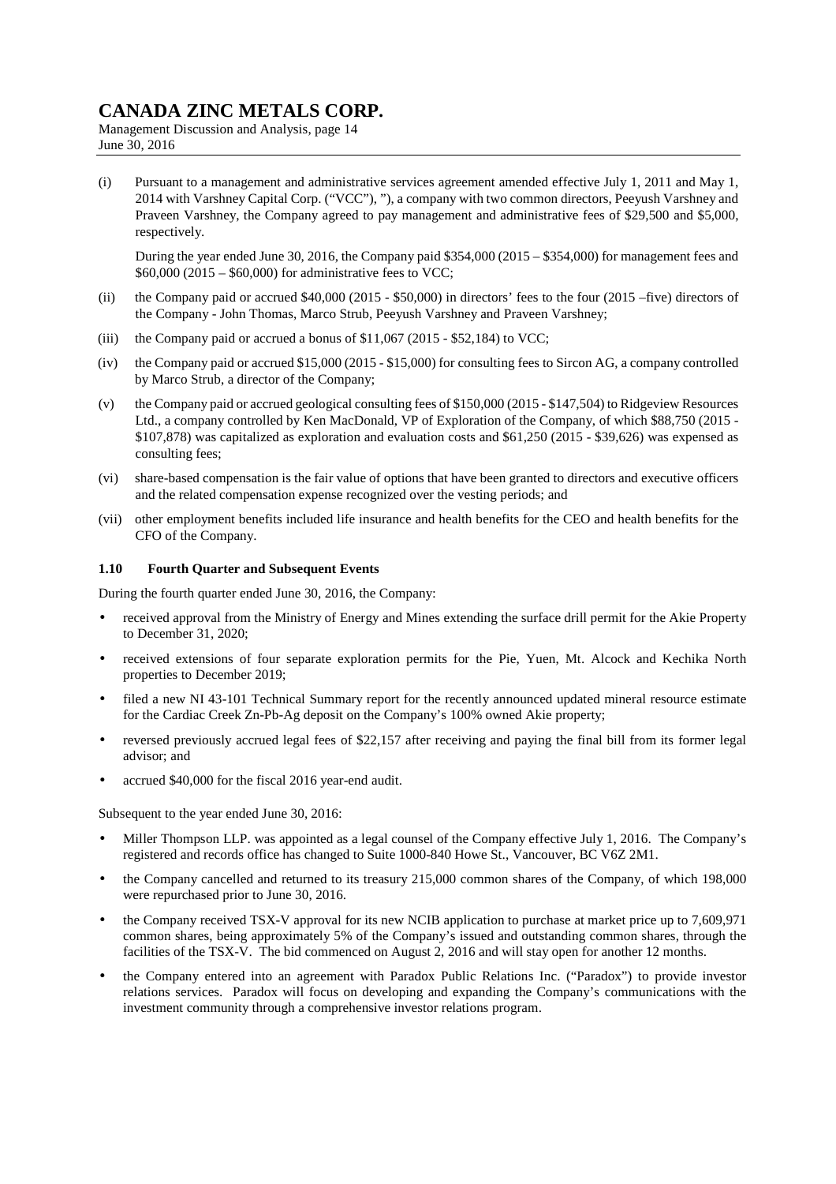(i) Pursuant to a management and administrative services agreement amended effective July 1, 2011 and May 1, 2014 with Varshney Capital Corp. ("VCC"), "), a company with two common directors, Peeyush Varshney and Praveen Varshney, the Company agreed to pay management and administrative fees of $29,500 and $5,000, respectively.

   During the year ended June 30, 2016, the Company paid $354,000 (2015 – $354,000) for management fees and $60,000 (2015 – $60,000) for administrative fees to VCC;

(ii) the Company paid or accrued $40,000 (2015 - $50,000) in directors' fees to the four (2015 –five) directors of the Company - John Thomas, Marco Strub, Peeyush Varshney and Praveen Varshney;

(iii) the Company paid or accrued a bonus of $11,067 (2015 - $52,184) to VCC;

(iv) the Company paid or accrued $15,000 (2015 - $15,000) for consulting fees to Sircon AG, a company controlled by Marco Strub, a director of the Company;

(v) the Company paid or accrued geological consulting fees of $150,000 (2015 - $147,504) to Ridgeview Resources Ltd., a company controlled by Ken MacDonald, VP of Exploration of the Company, of which $88,750 (2015 - $107,878) was capitalized as exploration and evaluation costs and $61,250 (2015 - $39,626) was expensed as consulting fees;

(vi) share-based compensation is the fair value of options that have been granted to directors and executive officers and the related compensation expense recognized over the vesting periods; and

(vii) other employment benefits included life insurance and health benefits for the CEO and health benefits for the CFO of the Company.

### 1.10 Fourth Quarter and Subsequent Events

During the fourth quarter ended June 30, 2016, the Company:

- received approval from the Ministry of Energy and Mines extending the surface drill permit for the Akie Property to December 31, 2020;
- received extensions of four separate exploration permits for the Pie, Yuen, Mt. Alcock and Kechika North properties to December 2019;
- filed a new NI 43-101 Technical Summary report for the recently announced updated mineral resource estimate for the Cardiac Creek Zn-Pb-Ag deposit on the Company's 100% owned Akie property;
- reversed previously accrued legal fees of $22,157 after receiving and paying the final bill from its former legal advisor; and
- accrued $40,000 for the fiscal 2016 year-end audit.

Subsequent to the year ended June 30, 2016:

- Miller Thompson LLP. was appointed as a legal counsel of the Company effective July 1, 2016. The Company's registered and records office has changed to Suite 1000-840 Howe St., Vancouver, BC V6Z 2M1.
- the Company cancelled and returned to its treasury 215,000 common shares of the Company, of which 198,000 were repurchased prior to June 30, 2016.
- the Company received TSX-V approval for its new NCIB application to purchase at market price up to 7,609,971 common shares, being approximately 5% of the Company's issued and outstanding common shares, through the facilities of the TSX-V. The bid commenced on August 2, 2016 and will stay open for another 12 months.
- the Company entered into an agreement with Paradox Public Relations Inc. ("Paradox") to provide investor relations services. Paradox will focus on developing and expanding the Company's communications with the investment community through a comprehensive investor relations program.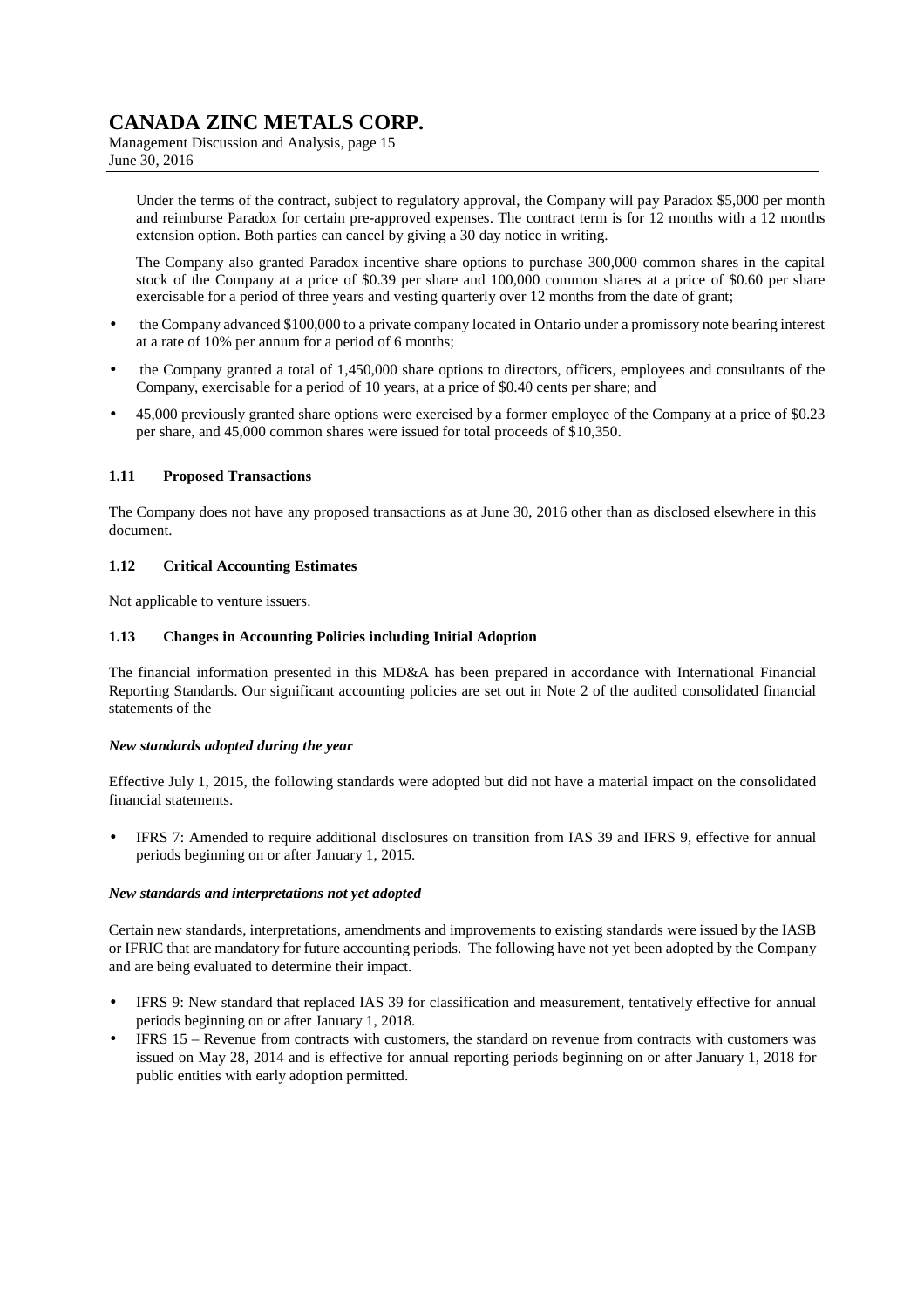Under the terms of the contract, subject to regulatory approval, the Company will pay Paradox $5,000 per month and reimburse Paradox for certain pre-approved expenses. The contract term is for 12 months with a 12 months extension option. Both parties can cancel by giving a 30 day notice in writing.

The Company also granted Paradox incentive share options to purchase 300,000 common shares in the capital stock of the Company at a price of $0.39 per share and 100,000 common shares at a price of $0.60 per share exercisable for a period of three years and vesting quarterly over 12 months from the date of grant;

- the Company advanced $100,000 to a private company located in Ontario under a promissory note bearing interest at a rate of 10% per annum for a period of 6 months;
- the Company granted a total of 1,450,000 share options to directors, officers, employees and consultants of the Company, exercisable for a period of 10 years, at a price of $0.40 cents per share; and
- 45,000 previously granted share options were exercised by a former employee of the Company at a price of $0.23 per share, and 45,000 common shares were issued for total proceeds of $10,350.

### 1.11 Proposed Transactions

The Company does not have any proposed transactions as at June 30, 2016 other than as disclosed elsewhere in this document.

### 1.12 Critical Accounting Estimates

Not applicable to venture issuers.

### 1.13 Changes in Accounting Policies including Initial Adoption

The financial information presented in this MD&A has been prepared in accordance with International Financial Reporting Standards. Our significant accounting policies are set out in Note 2 of the audited consolidated financial statements of the

***New standards adopted during the year***

Effective July 1, 2015, the following standards were adopted but did not have a material impact on the consolidated financial statements.

- IFRS 7: Amended to require additional disclosures on transition from IAS 39 and IFRS 9, effective for annual periods beginning on or after January 1, 2015.

***New standards and interpretations not yet adopted***

Certain new standards, interpretations, amendments and improvements to existing standards were issued by the IASB or IFRIC that are mandatory for future accounting periods. The following have not yet been adopted by the Company and are being evaluated to determine their impact.

- IFRS 9: New standard that replaced IAS 39 for classification and measurement, tentatively effective for annual periods beginning on or after January 1, 2018.
- IFRS 15 – Revenue from contracts with customers, the standard on revenue from contracts with customers was issued on May 28, 2014 and is effective for annual reporting periods beginning on or after January 1, 2018 for public entities with early adoption permitted.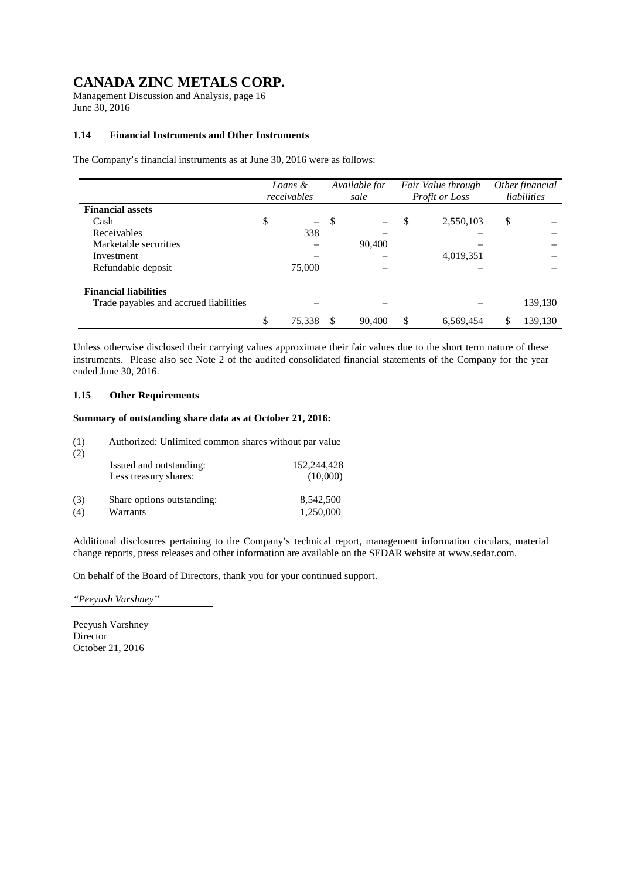# CANADA ZINC METALS CORP.

Management Discussion and Analysis, page 16
June 30, 2016

### 1.14 Financial Instruments and Other Instruments

The Company's financial instruments as at June 30, 2016 were as follows:

| | *Loans & receivables* | *Available for sale* | *Fair Value through Profit or Loss* | *Other financial liabilities* |
|---|---|---|---|---|
| **Financial assets** | | | | |
| Cash | $ – | $ – | $ 2,550,103 | $ – |
| Receivables | 338 | – | – | – |
| Marketable securities | – | 90,400 | – | – |
| Investment | – | – | 4,019,351 | – |
| Refundable deposit | 75,000 | – | – | – |
| **Financial liabilities** | | | | |
| Trade payables and accrued liabilities | – | – | – | 139,130 |
| | $ 75,338 | $ 90,400 | $ 6,569,454 | $ 139,130 |

Unless otherwise disclosed their carrying values approximate their fair values due to the short term nature of these instruments. Please also see Note 2 of the audited consolidated financial statements of the Company for the year ended June 30, 2016.

### 1.15 Other Requirements

**Summary of outstanding share data as at October 21, 2016:**

(1) Authorized: Unlimited common shares without par value

(2)

| | | |
|---|---|---|
| | Issued and outstanding: | 152,244,428 |
| | Less treasury shares: | (10,000) |
| (3) | Share options outstanding: | 8,542,500 |
| (4) | Warrants | 1,250,000 |

Additional disclosures pertaining to the Company's technical report, management information circulars, material change reports, press releases and other information are available on the SEDAR website at www.sedar.com.

On behalf of the Board of Directors, thank you for your continued support.

*"Peeyush Varshney"*

Peeyush Varshney
Director
October 21, 2016